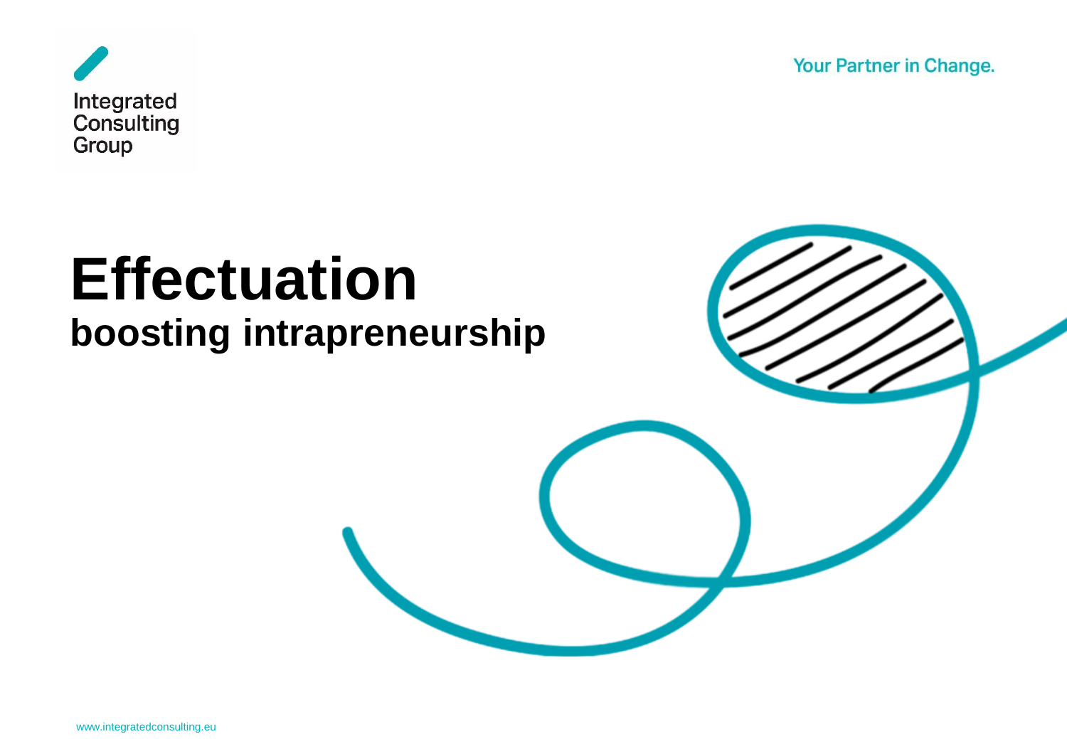Integrated Consulting Group

Your Partner in Change.

# Effectuation

## boosting intrapreneurship

www.integratedconsulting.eu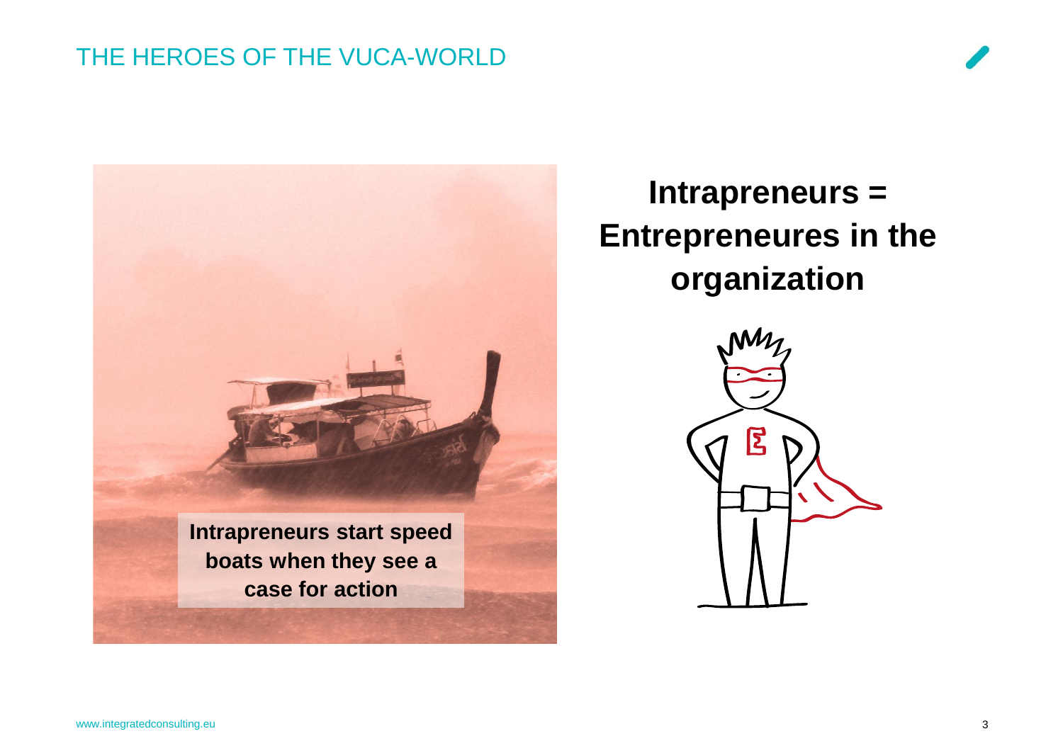# THE HEROES OF THE VUCA-WORLD

**Intrapreneurs start speed boats when they see a case for action**

## Intrapreneurs = Entrepreneures in the organization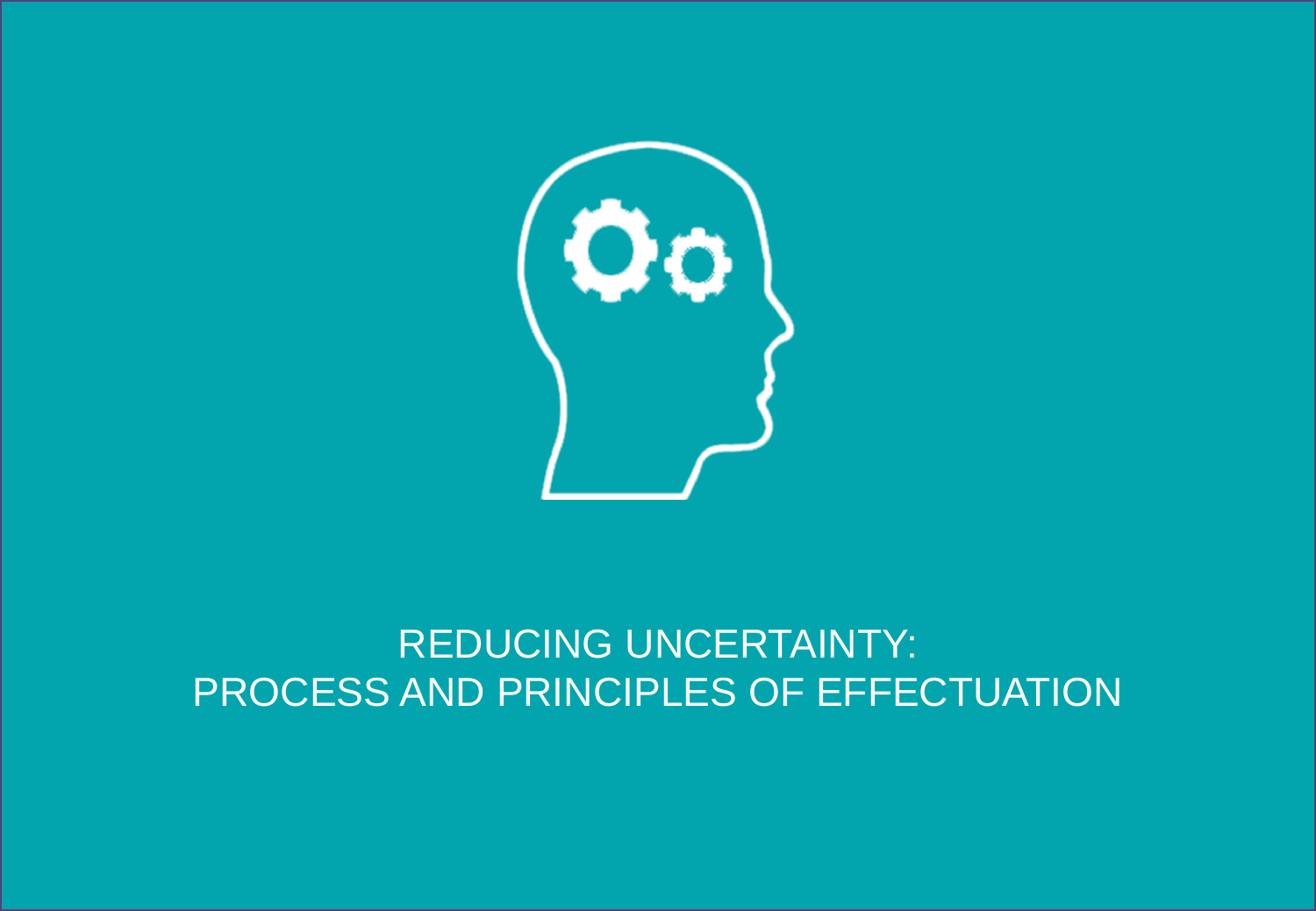# REDUCING UNCERTAINTY: PROCESS AND PRINCIPLES OF EFFECTUATION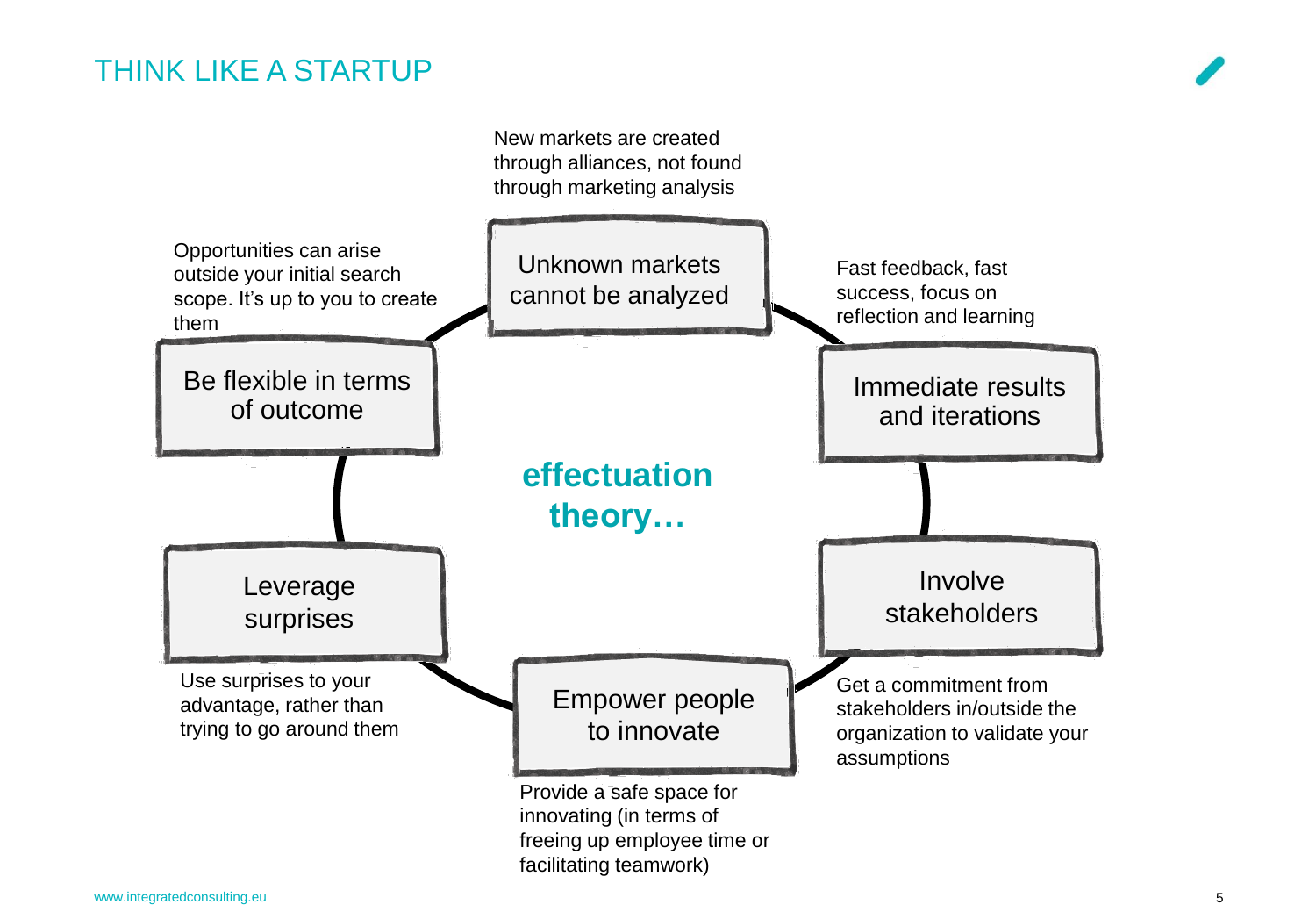# THINK LIKE A STARTUP

## effectuation theory…

**Unknown markets cannot be analyzed**

New markets are created through alliances, not found through marketing analysis

**Immediate results and iterations**

Fast feedback, fast success, focus on reflection and learning

**Involve stakeholders**

Get a commitment from stakeholders in/outside the organization to validate your assumptions

**Empower people to innovate**

Provide a safe space for innovating (in terms of freeing up employee time or facilitating teamwork)

**Leverage surprises**

Use surprises to your advantage, rather than trying to go around them

**Be flexible in terms of outcome**

Opportunities can arise outside your initial search scope. It's up to you to create them

www.integratedconsulting.eu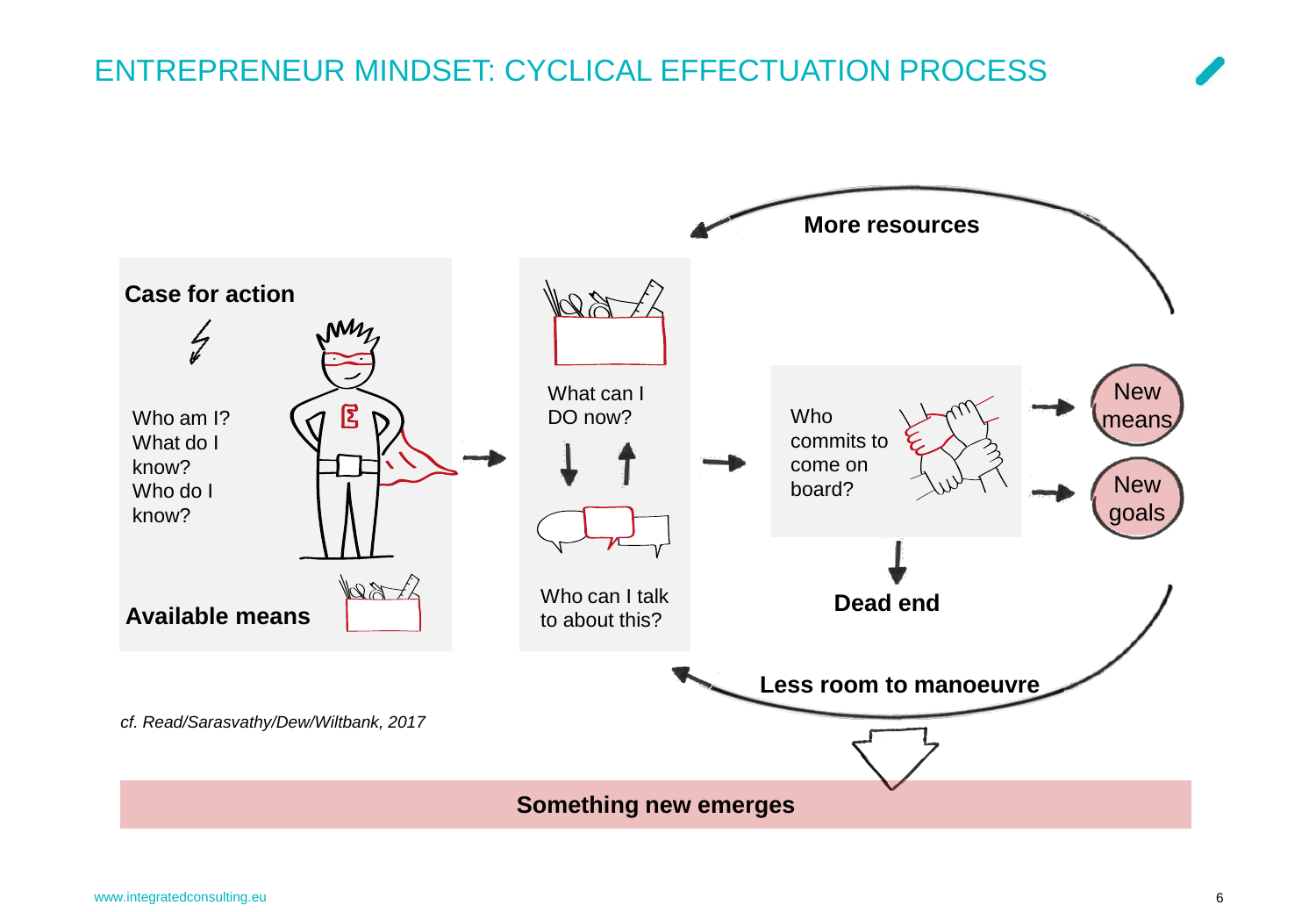# ENTREPRENEUR MINDSET: CYCLICAL EFFECTUATION PROCESS

**More resources**

**Case for action**

Who am I?
What do I know?
Who do I know?

**Available means**

What can I DO now?

Who can I talk to about this?

Who commits to come on board?

New means

New goals

**Dead end**

**Less room to manoeuvre**

*cf. Read/Sarasvathy/Dew/Wiltbank, 2017*

**Something new emerges**

www.integratedconsulting.eu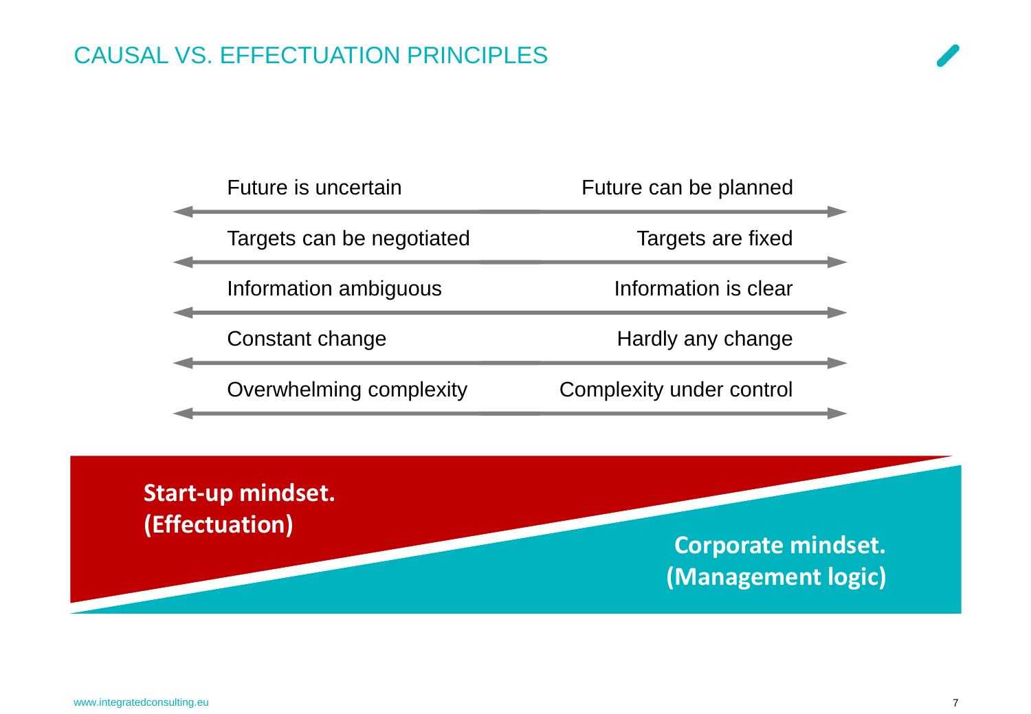# CAUSAL VS. EFFECTUATION PRINCIPLES

| | |
|---|---|
| Future is uncertain | Future can be planned |
| Targets can be negotiated | Targets are fixed |
| Information ambiguous | Information is clear |
| Constant change | Hardly any change |
| Overwhelming complexity | Complexity under control |

**Start-up mindset. (Effectuation)**

**Corporate mindset. (Management logic)**

www.integratedconsulting.eu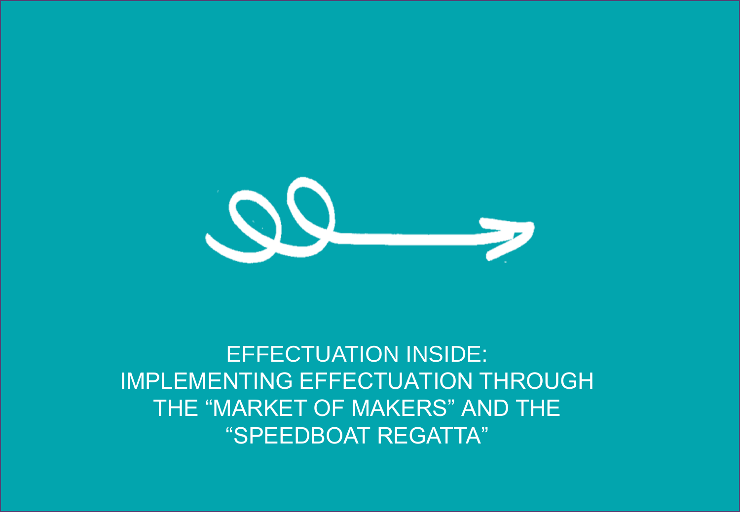# EFFECTUATION INSIDE: IMPLEMENTING EFFECTUATION THROUGH THE "MARKET OF MAKERS" AND THE "SPEEDBOAT REGATTA"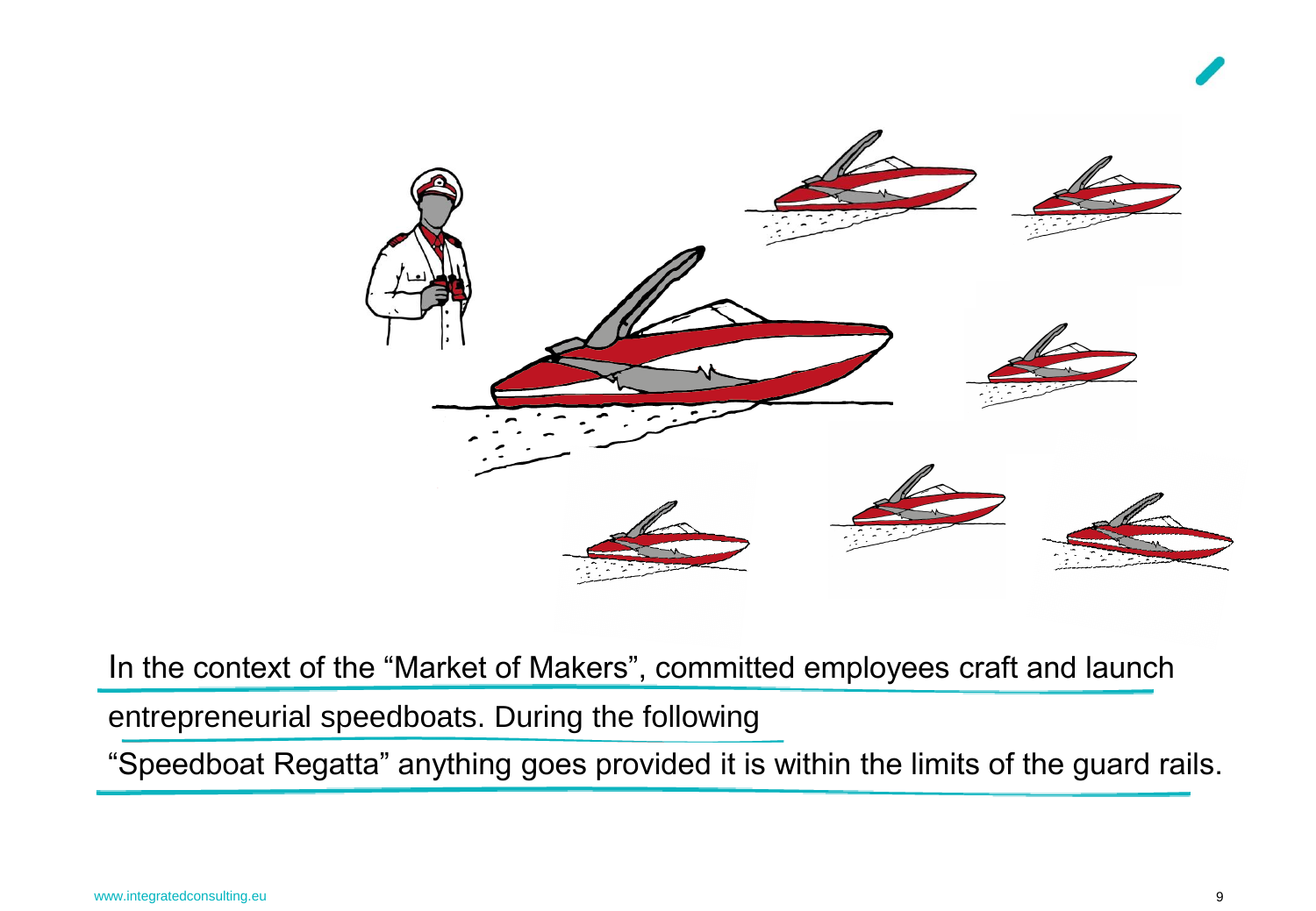In the context of the "Market of Makers", committed employees craft and launch entrepreneurial speedboats. During the following "Speedboat Regatta" anything goes provided it is within the limits of the guard rails.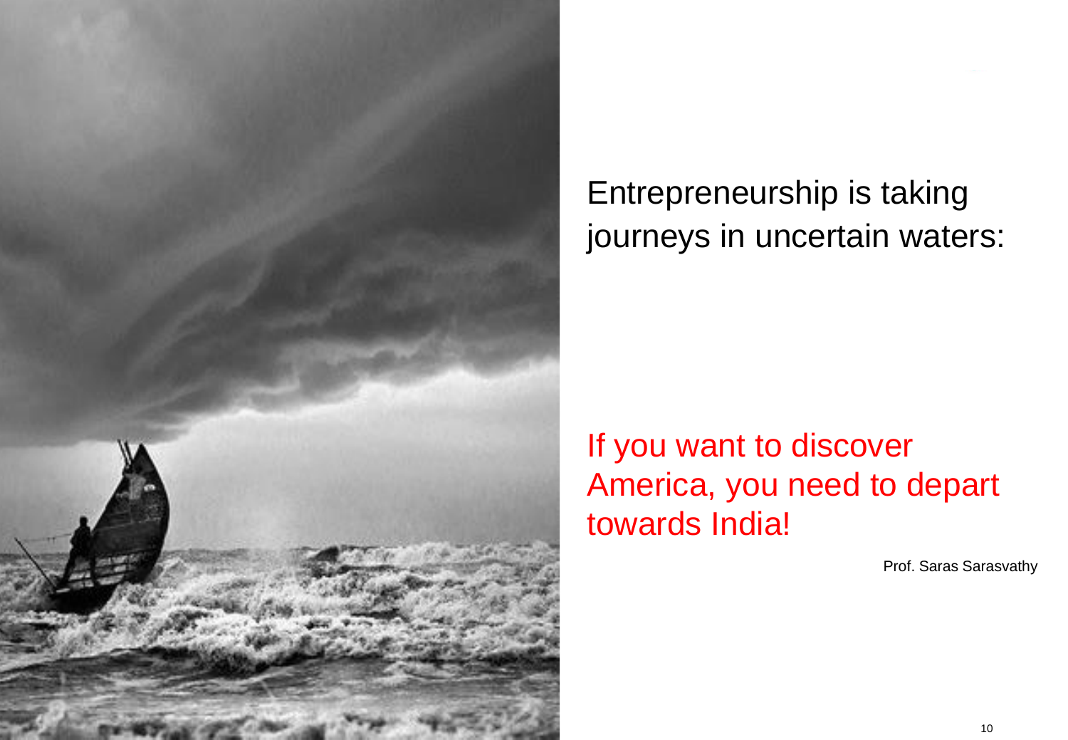Entrepreneurship is taking journeys in uncertain waters:

If you want to discover America, you need to depart towards India!

Prof. Saras Sarasvathy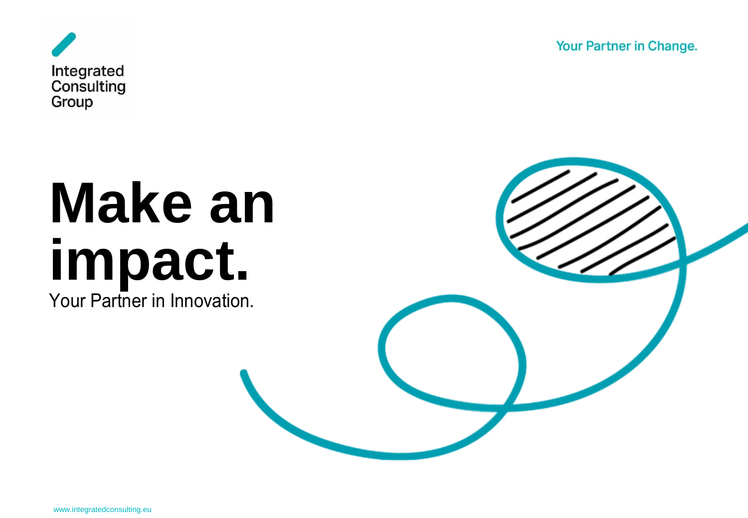Integrated Consulting Group

Your Partner in Change.

# Make an impact.

Your Partner in Innovation.

www.integratedconsulting.eu